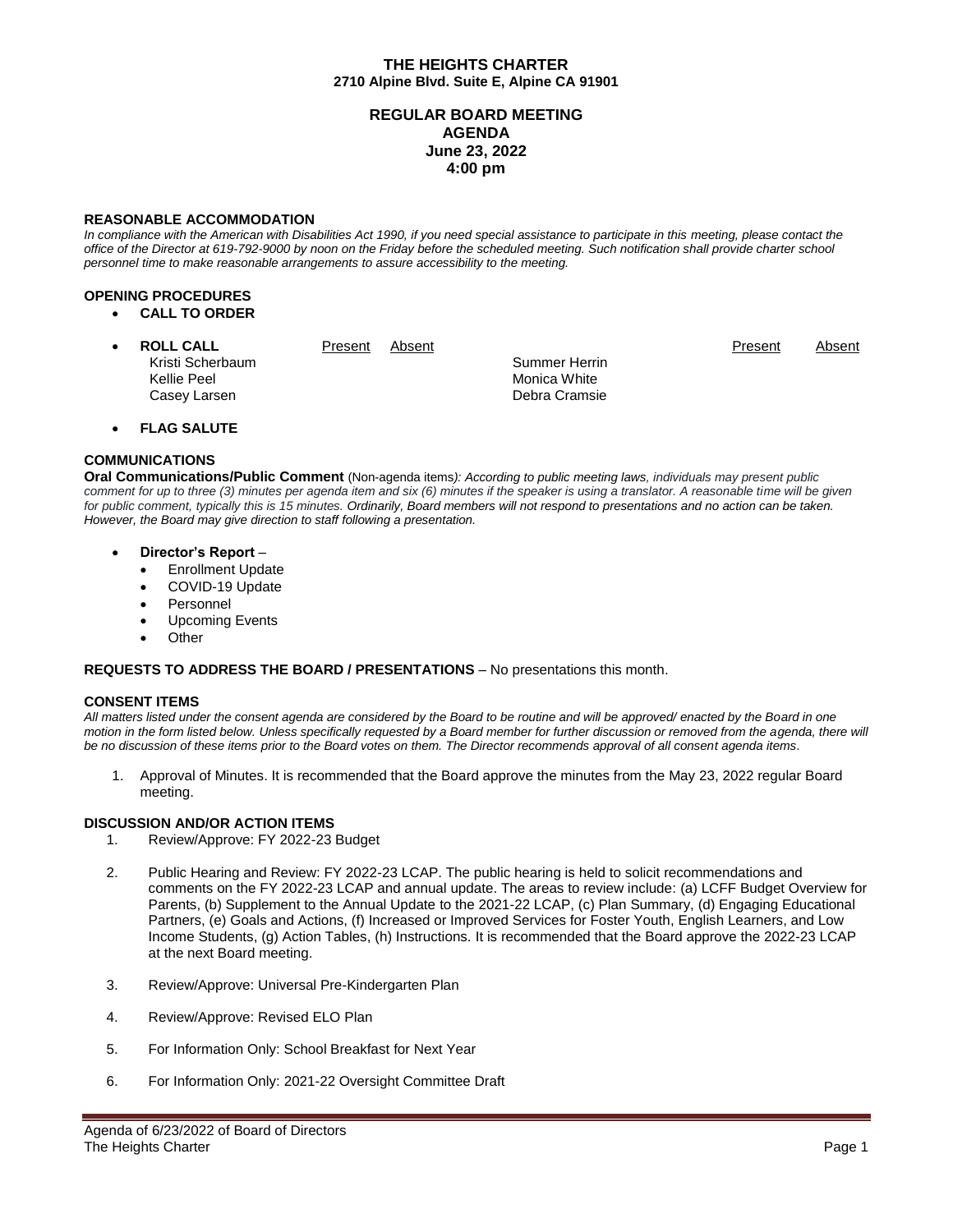# THE HEIGHTS CHARTER

**2710 Alpine Blvd. Suite E, Alpine CA 91901**

## REGULAR BOARD MEETING
## AGENDA
## June 23, 2022
## 4:00 pm

### REASONABLE ACCOMMODATION

*In compliance with the American with Disabilities Act 1990, if you need special assistance to participate in this meeting, please contact the office of the Director at 619-792-9000 by noon on the Friday before the scheduled meeting. Such notification shall provide charter school personnel time to make reasonable arrangements to assure accessibility to the meeting.*

### OPENING PROCEDURES

- **CALL TO ORDER**
- **ROLL CALL**

| | Present | Absent | | Present | Absent |
|---|---|---|---|---|---|
| Kristi Scherbaum | | | Summer Herrin | | |
| Kellie Peel | | | Monica White | | |
| Casey Larsen | | | Debra Cramsie | | |

- **FLAG SALUTE**

### COMMUNICATIONS

**Oral Communications/Public Comment** (Non-agenda items*): According to public meeting laws, individuals may present public comment for up to three (3) minutes per agenda item and six (6) minutes if the speaker is using a translator. A reasonable time will be given for public comment, typically this is 15 minutes.* ***Ordinarily, Board members will not respond to presentations and no action can be taken. However, the Board may give direction to staff following a presentation.***

- **Director's Report** –
  - Enrollment Update
  - COVID-19 Update
  - Personnel
  - Upcoming Events
  - Other

**REQUESTS TO ADDRESS THE BOARD / PRESENTATIONS** – No presentations this month.

### CONSENT ITEMS

*All matters listed under the consent agenda are considered by the Board to be routine and will be approved/ enacted by the Board in one motion in the form listed below. Unless specifically requested by a Board member for further discussion or removed from the agenda, there will be no discussion of these items prior to the Board votes on them. The Director recommends approval of all consent agenda items.*

1. Approval of Minutes. It is recommended that the Board approve the minutes from the May 23, 2022 regular Board meeting.

### DISCUSSION AND/OR ACTION ITEMS

1. Review/Approve: FY 2022-23 Budget
2. Public Hearing and Review: FY 2022-23 LCAP. The public hearing is held to solicit recommendations and comments on the FY 2022-23 LCAP and annual update. The areas to review include: (a) LCFF Budget Overview for Parents, (b) Supplement to the Annual Update to the 2021-22 LCAP, (c) Plan Summary, (d) Engaging Educational Partners, (e) Goals and Actions, (f) Increased or Improved Services for Foster Youth, English Learners, and Low Income Students, (g) Action Tables, (h) Instructions. It is recommended that the Board approve the 2022-23 LCAP at the next Board meeting.
3. Review/Approve: Universal Pre-Kindergarten Plan
4. Review/Approve: Revised ELO Plan
5. For Information Only: School Breakfast for Next Year
6. For Information Only: 2021-22 Oversight Committee Draft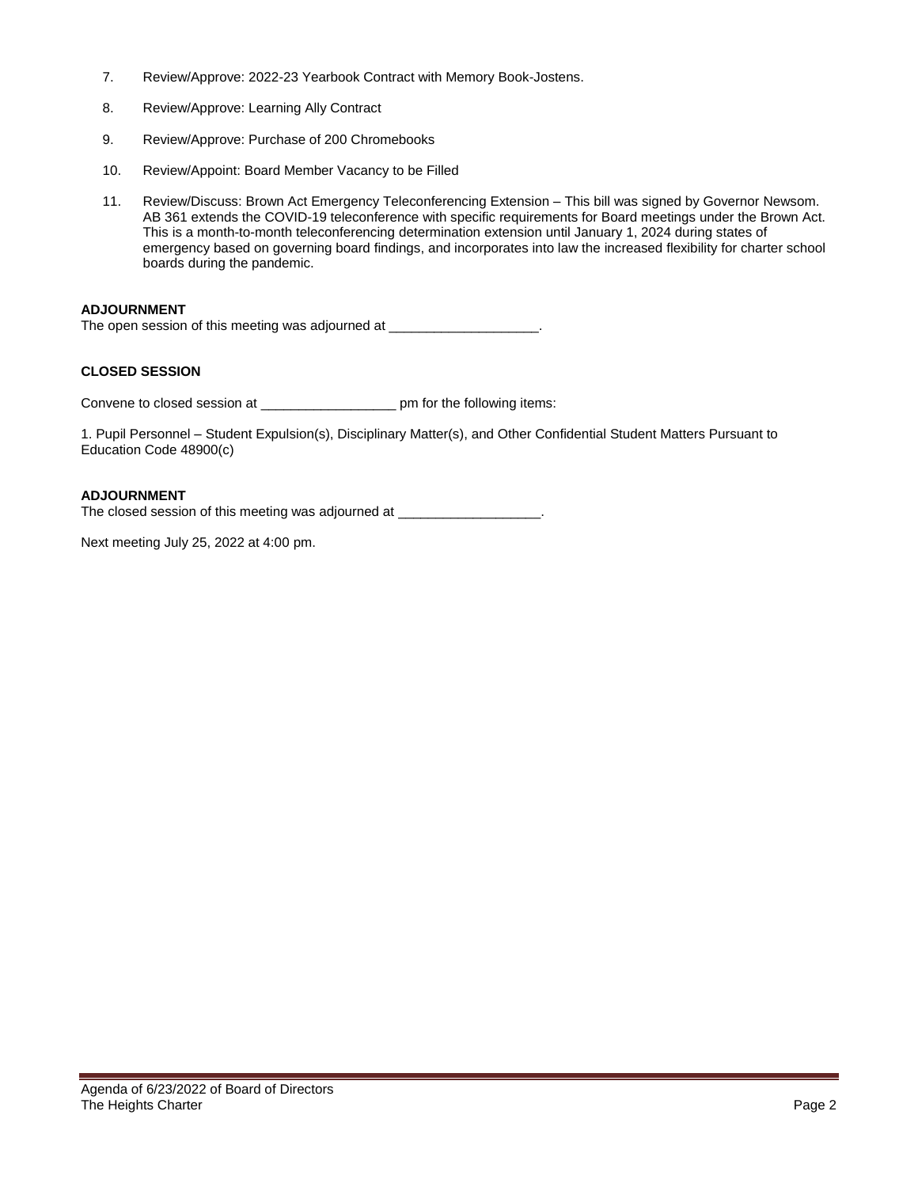7. Review/Approve: 2022-23 Yearbook Contract with Memory Book-Jostens.

8. Review/Approve: Learning Ally Contract

9. Review/Approve: Purchase of 200 Chromebooks

10. Review/Appoint: Board Member Vacancy to be Filled

11. Review/Discuss: Brown Act Emergency Teleconferencing Extension – This bill was signed by Governor Newsom. AB 361 extends the COVID-19 teleconference with specific requirements for Board meetings under the Brown Act. This is a month-to-month teleconferencing determination extension until January 1, 2024 during states of emergency based on governing board findings, and incorporates into law the increased flexibility for charter school boards during the pandemic.

**ADJOURNMENT**
The open session of this meeting was adjourned at ____________________.

**CLOSED SESSION**

Convene to closed session at __________________ pm for the following items:

1. Pupil Personnel – Student Expulsion(s), Disciplinary Matter(s), and Other Confidential Student Matters Pursuant to Education Code 48900(c)

**ADJOURNMENT**
The closed session of this meeting was adjourned at ___________________.

Next meeting July 25, 2022 at 4:00 pm.